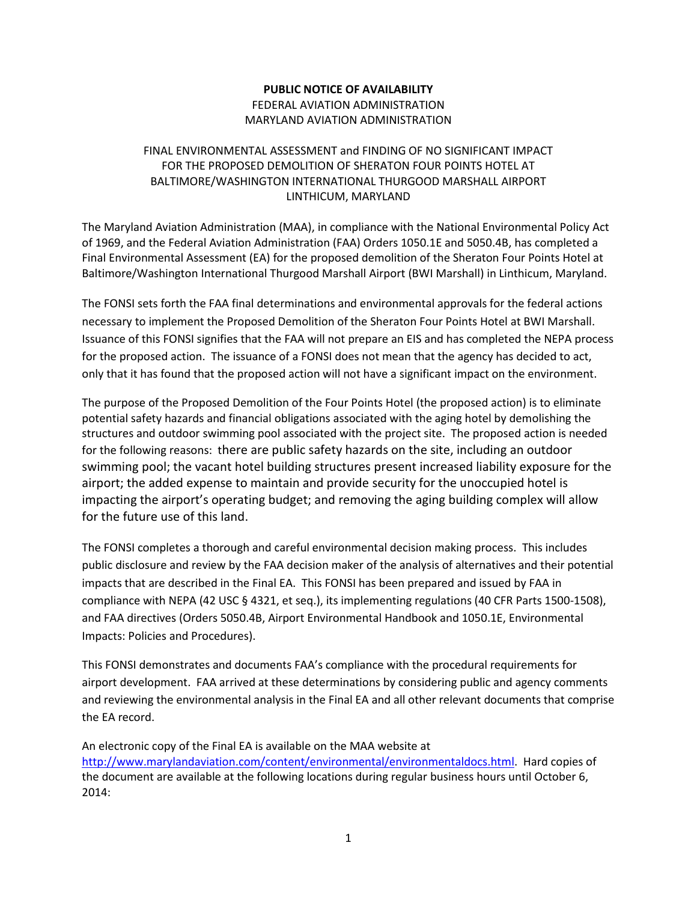**PUBLIC NOTICE OF AVAILABILITY**
FEDERAL AVIATION ADMINISTRATION
MARYLAND AVIATION ADMINISTRATION

FINAL ENVIRONMENTAL ASSESSMENT and FINDING OF NO SIGNIFICANT IMPACT
FOR THE PROPOSED DEMOLITION OF SHERATON FOUR POINTS HOTEL AT
BALTIMORE/WASHINGTON INTERNATIONAL THURGOOD MARSHALL AIRPORT
LINTHICUM, MARYLAND

The Maryland Aviation Administration (MAA), in compliance with the National Environmental Policy Act of 1969, and the Federal Aviation Administration (FAA) Orders 1050.1E and 5050.4B, has completed a Final Environmental Assessment (EA) for the proposed demolition of the Sheraton Four Points Hotel at Baltimore/Washington International Thurgood Marshall Airport (BWI Marshall) in Linthicum, Maryland.

The FONSI sets forth the FAA final determinations and environmental approvals for the federal actions necessary to implement the Proposed Demolition of the Sheraton Four Points Hotel at BWI Marshall. Issuance of this FONSI signifies that the FAA will not prepare an EIS and has completed the NEPA process for the proposed action. The issuance of a FONSI does not mean that the agency has decided to act, only that it has found that the proposed action will not have a significant impact on the environment.

The purpose of the Proposed Demolition of the Four Points Hotel (the proposed action) is to eliminate potential safety hazards and financial obligations associated with the aging hotel by demolishing the structures and outdoor swimming pool associated with the project site. The proposed action is needed for the following reasons: there are public safety hazards on the site, including an outdoor swimming pool; the vacant hotel building structures present increased liability exposure for the airport; the added expense to maintain and provide security for the unoccupied hotel is impacting the airport's operating budget; and removing the aging building complex will allow for the future use of this land.

The FONSI completes a thorough and careful environmental decision making process. This includes public disclosure and review by the FAA decision maker of the analysis of alternatives and their potential impacts that are described in the Final EA. This FONSI has been prepared and issued by FAA in compliance with NEPA (42 USC § 4321, et seq.), its implementing regulations (40 CFR Parts 1500-1508), and FAA directives (Orders 5050.4B, Airport Environmental Handbook and 1050.1E, Environmental Impacts: Policies and Procedures).

This FONSI demonstrates and documents FAA's compliance with the procedural requirements for airport development. FAA arrived at these determinations by considering public and agency comments and reviewing the environmental analysis in the Final EA and all other relevant documents that comprise the EA record.

An electronic copy of the Final EA is available on the MAA website at [http://www.marylandaviation.com/content/environmental/environmentaldocs.html](http://www.marylandaviation.com/content/environmental/environmentaldocs.html). Hard copies of the document are available at the following locations during regular business hours until October 6, 2014: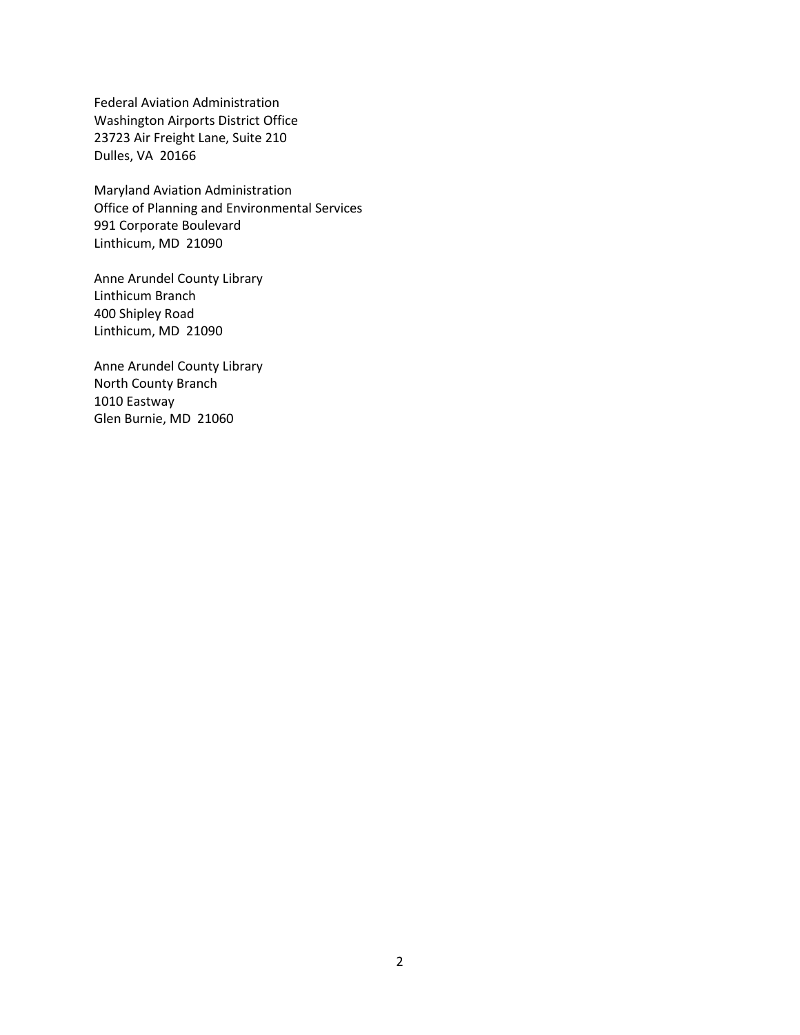Federal Aviation Administration
Washington Airports District Office
23723 Air Freight Lane, Suite 210
Dulles, VA 20166

Maryland Aviation Administration
Office of Planning and Environmental Services
991 Corporate Boulevard
Linthicum, MD 21090

Anne Arundel County Library
Linthicum Branch
400 Shipley Road
Linthicum, MD 21090

Anne Arundel County Library
North County Branch
1010 Eastway
Glen Burnie, MD 21060